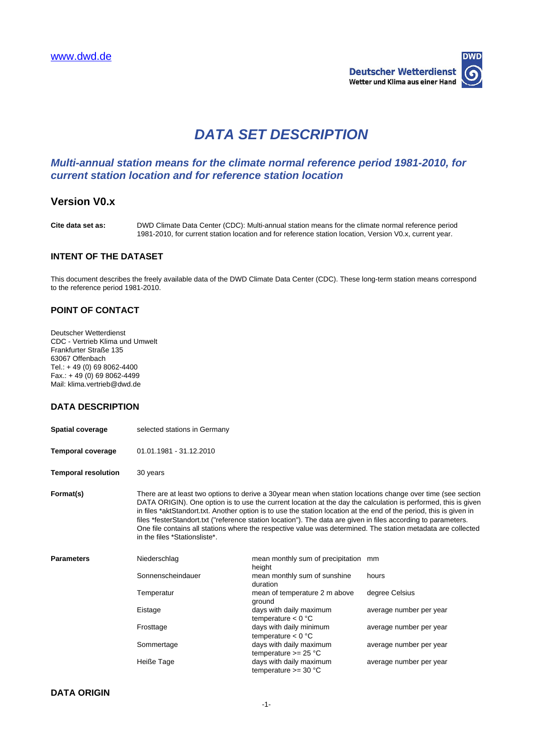www.dwd.de

Deutscher Wetterdienst
Wetter und Klima aus einer Hand

# DATA SET DESCRIPTION

## *Multi-annual station means for the climate normal reference period 1981-2010, for current station location and for reference station location*

## Version V0.x

**Cite data set as:** DWD Climate Data Center (CDC): Multi-annual station means for the climate normal reference period 1981-2010, for current station location and for reference station location, Version V0.x, current year.

### INTENT OF THE DATASET

This document describes the freely available data of the DWD Climate Data Center (CDC). These long-term station means correspond to the reference period 1981-2010.

### POINT OF CONTACT

Deutscher Wetterdienst
CDC - Vertrieb Klima und Umwelt
Frankfurter Straße 135
63067 Offenbach
Tel.: + 49 (0) 69 8062-4400
Fax.: + 49 (0) 69 8062-4499
Mail: klima.vertrieb@dwd.de

### DATA DESCRIPTION

**Spatial coverage** selected stations in Germany

**Temporal coverage** 01.01.1981 - 31.12.2010

**Temporal resolution** 30 years

**Format(s)** There are at least two options to derive a 30year mean when station locations change over time (see section DATA ORIGIN). One option is to use the current location at the day the calculation is performed, this is given in files *aktStandort.txt. Another option is to use the station location at the end of the period, this is given in files *festerStandort.txt ("reference station location"). The data are given in files according to parameters. One file contains all stations where the respective value was determined. The station metadata are collected in the files *Stationsliste*.

**Parameters**

| Parameter | Description | Unit |
|---|---|---|
| Niederschlag | mean monthly sum of precipitation height | mm |
| Sonnenscheindauer | mean monthly sum of sunshine duration | hours |
| Temperatur | mean of temperature 2 m above ground | degree Celsius |
| Eistage | days with daily maximum temperature < 0 °C | average number per year |
| Frosttage | days with daily minimum temperature < 0 °C | average number per year |
| Sommertage | days with daily maximum temperature >= 25 °C | average number per year |
| Heiße Tage | days with daily maximum temperature >= 30 °C | average number per year |

### DATA ORIGIN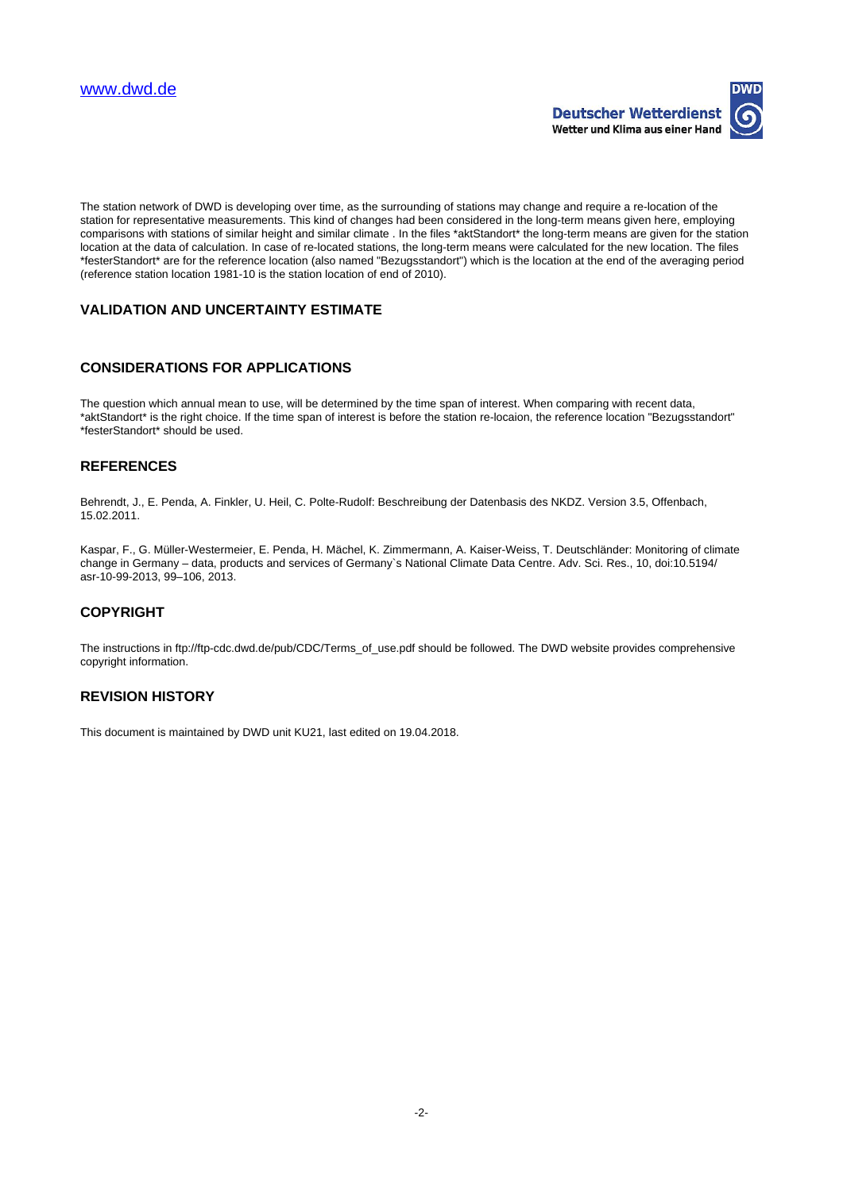The station network of DWD is developing over time, as the surrounding of stations may change and require a re-location of the station for representative measurements. This kind of changes had been considered in the long-term means given here, employing comparisons with stations of similar height and similar climate . In the files *aktStandort* the long-term means are given for the station location at the data of calculation. In case of re-located stations, the long-term means were calculated for the new location. The files *festerStandort* are for the reference location (also named "Bezugsstandort") which is the location at the end of the averaging period (reference station location 1981-10 is the station location of end of 2010).

## VALIDATION AND UNCERTAINTY ESTIMATE

## CONSIDERATIONS FOR APPLICATIONS

The question which annual mean to use, will be determined by the time span of interest. When comparing with recent data, *aktStandort* is the right choice. If the time span of interest is before the station re-locaion, the reference location "Bezugsstandort" *festerStandort* should be used.

## REFERENCES

Behrendt, J., E. Penda, A. Finkler, U. Heil, C. Polte-Rudolf: Beschreibung der Datenbasis des NKDZ. Version 3.5, Offenbach, 15.02.2011.

Kaspar, F., G. Müller-Westermeier, E. Penda, H. Mächel, K. Zimmermann, A. Kaiser-Weiss, T. Deutschländer: Monitoring of climate change in Germany – data, products and services of Germany`s National Climate Data Centre. Adv. Sci. Res., 10, doi:10.5194/asr-10-99-2013, 99–106, 2013.

## COPYRIGHT

The instructions in ftp://ftp-cdc.dwd.de/pub/CDC/Terms_of_use.pdf should be followed. The DWD website provides comprehensive copyright information.

## REVISION HISTORY

This document is maintained by DWD unit KU21, last edited on 19.04.2018.